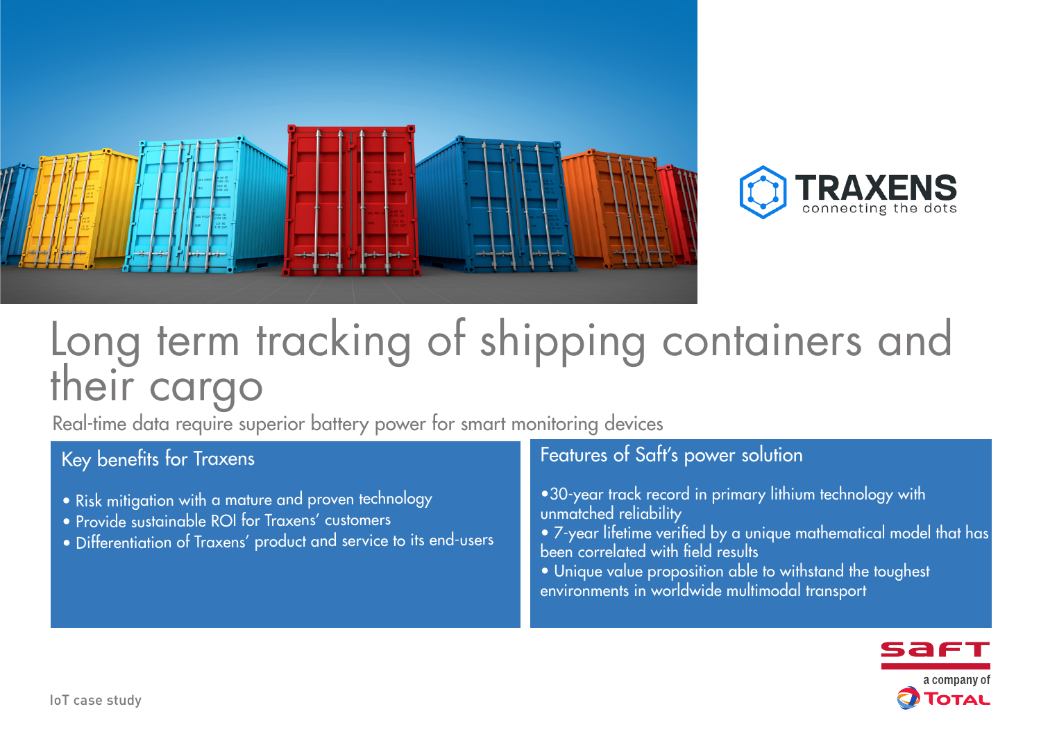TRAXENS
connecting the dots

# Long term tracking of shipping containers and their cargo

Real-time data require superior battery power for smart monitoring devices

## Key benefits for Traxens

- Risk mitigation with a mature and proven technology
- Provide sustainable ROI for Traxens' customers
- Differentiation of Traxens' product and service to its end-users

## Features of Saft's power solution

- 30-year track record in primary lithium technology with unmatched reliability
- 7-year lifetime verified by a unique mathematical model that has been correlated with field results
- Unique value proposition able to withstand the toughest environments in worldwide multimodal transport

saft
a company of TOTAL

IoT case study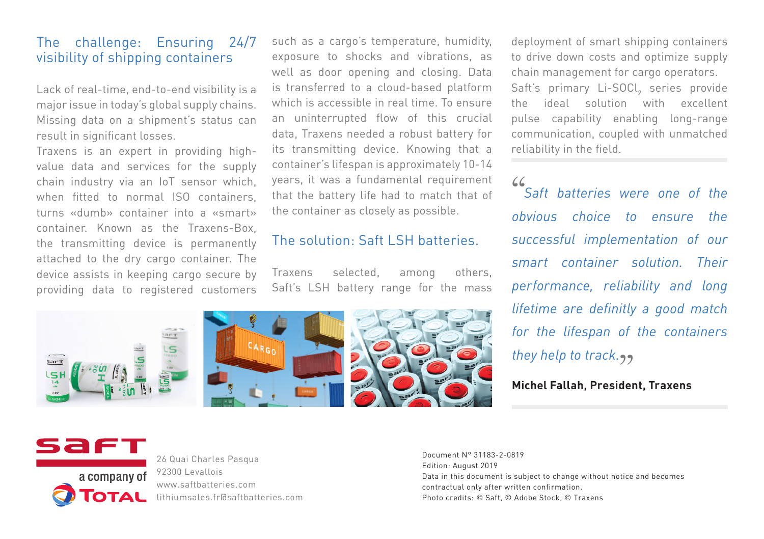## The challenge: Ensuring 24/7 visibility of shipping containers

Lack of real-time, end-to-end visibility is a major issue in today's global supply chains. Missing data on a shipment's status can result in significant losses.

Traxens is an expert in providing high-value data and services for the supply chain industry via an IoT sensor which, when fitted to normal ISO containers, turns «dumb» container into a «smart» container. Known as the Traxens-Box, the transmitting device is permanently attached to the dry cargo container. The device assists in keeping cargo secure by providing data to registered customers such as a cargo's temperature, humidity, exposure to shocks and vibrations, as well as door opening and closing. Data is transferred to a cloud-based platform which is accessible in real time. To ensure an uninterrupted flow of this crucial data, Traxens needed a robust battery for its transmitting device. Knowing that a container's lifespan is approximately 10-14 years, it was a fundamental requirement that the battery life had to match that of the container as closely as possible.

## The solution: Saft LSH batteries.

Traxens selected, among others, Saft's LSH battery range for the mass deployment of smart shipping containers to drive down costs and optimize supply chain management for cargo operators.

Saft's primary Li-$SOCl_2$ series provide the ideal solution with excellent pulse capability enabling long-range communication, coupled with unmatched reliability in the field.

> *"Saft batteries were one of the obvious choice to ensure the successful implementation of our smart container solution. Their performance, reliability and long lifetime are definitly a good match for the lifespan of the containers they help to track."*

**Michel Fallah, President, Traxens**

a company of TOTAL

26 Quai Charles Pasqua
92300 Levallois
www.saftbatteries.com
lithiumsales.fr@saftbatteries.com

Document N° 31183-2-0819
Edition: August 2019
Data in this document is subject to change without notice and becomes contractual only after written confirmation.
Photo credits: © Saft, © Adobe Stock, © Traxens